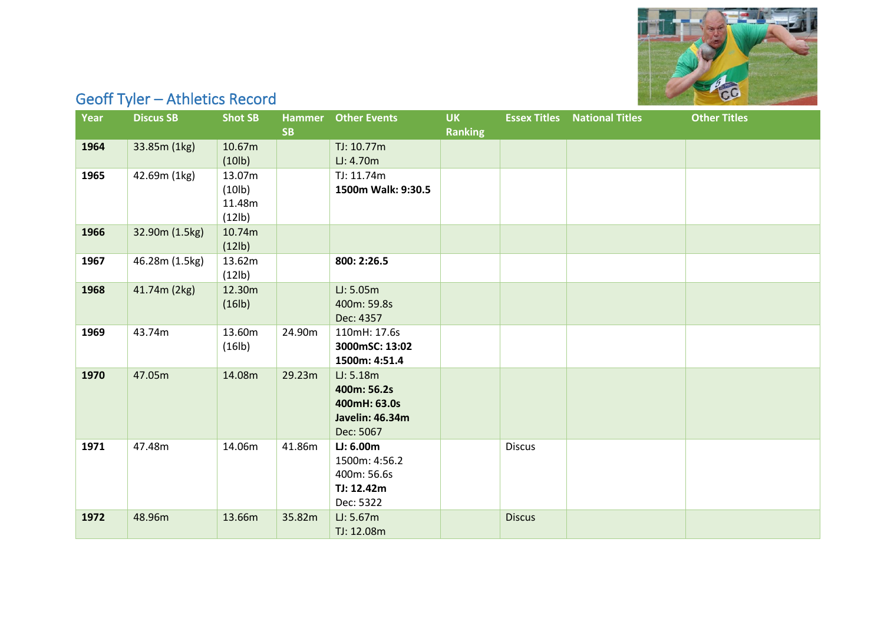# Geoff Tyler – Athletics Record

| Year | Discus SB | Shot SB | Hammer SB | Other Events | UK Ranking | Essex Titles | National Titles | Other Titles |
|---|---|---|---|---|---|---|---|---|
| **1964** | 33.85m (1kg) | 10.67m (10lb) | | TJ: 10.77m<br>LJ: 4.70m | | | | |
| **1965** | 42.69m (1kg) | 13.07m (10lb)<br>11.48m (12lb) | | TJ: 11.74m<br>**1500m Walk: 9:30.5** | | | | |
| **1966** | 32.90m (1.5kg) | 10.74m (12lb) | | | | | | |
| **1967** | 46.28m (1.5kg) | 13.62m (12lb) | | **800: 2:26.5** | | | | |
| **1968** | 41.74m (2kg) | 12.30m (16lb) | | LJ: 5.05m<br>400m: 59.8s<br>Dec: 4357 | | | | |
| **1969** | 43.74m | 13.60m (16lb) | 24.90m | 110mH: 17.6s<br>**3000mSC: 13:02**<br>**1500m: 4:51.4** | | | | |
| **1970** | 47.05m | 14.08m | 29.23m | LJ: 5.18m<br>**400m: 56.2s**<br>**400mH: 63.0s**<br>**Javelin: 46.34m**<br>Dec: 5067 | | | | |
| **1971** | 47.48m | 14.06m | 41.86m | **LJ: 6.00m**<br>1500m: 4:56.2<br>400m: 56.6s<br>**TJ: 12.42m**<br>Dec: 5322 | | Discus | | |
| **1972** | 48.96m | 13.66m | 35.82m | LJ: 5.67m<br>TJ: 12.08m | | Discus | | |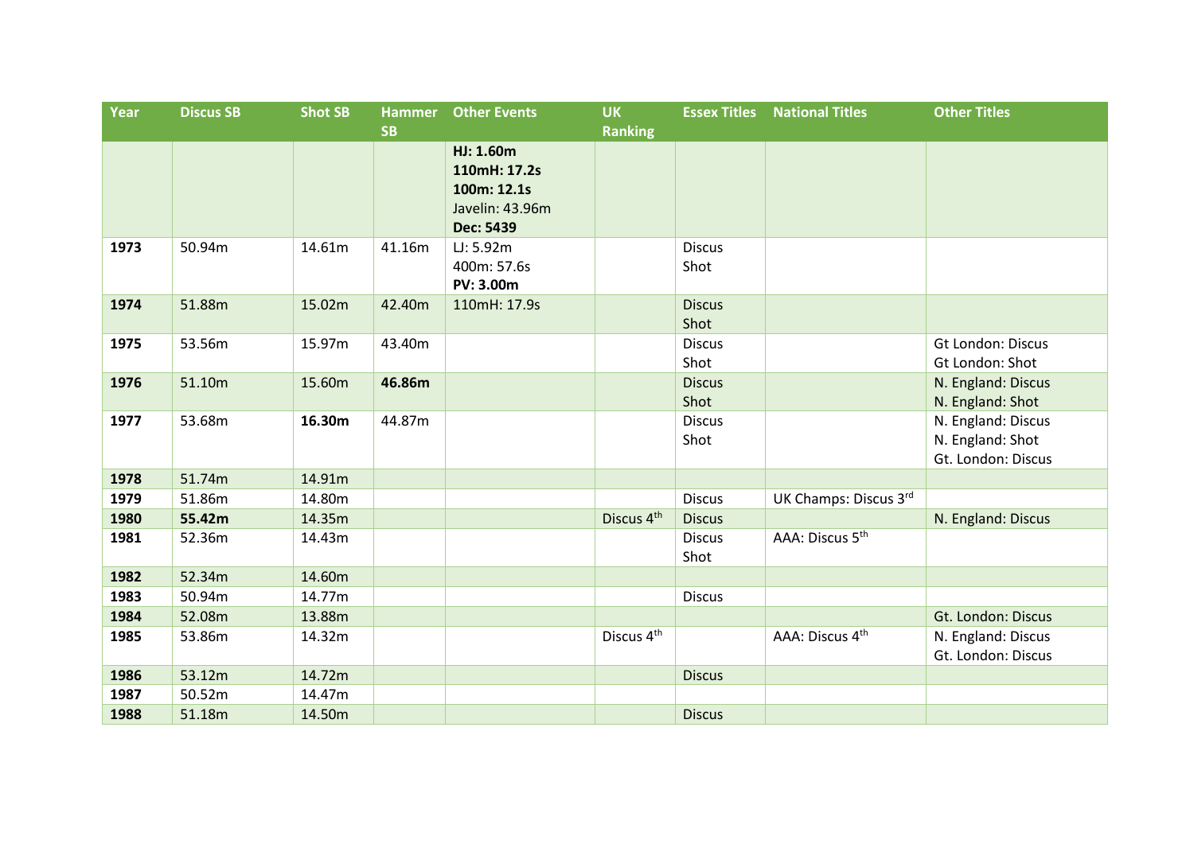| Year | Discus SB | Shot SB | Hammer SB | Other Events | UK Ranking | Essex Titles | National Titles | Other Titles |
|---|---|---|---|---|---|---|---|---|
| | | | | **HJ: 1.60m**<br>**110mH: 17.2s**<br>**100m: 12.1s**<br>Javelin: 43.96m<br>**Dec: 5439** | | | | |
| **1973** | 50.94m | 14.61m | 41.16m | LJ: 5.92m<br>400m: 57.6s<br>**PV: 3.00m** | | Discus<br>Shot | | |
| **1974** | 51.88m | 15.02m | 42.40m | 110mH: 17.9s | | Discus<br>Shot | | |
| **1975** | 53.56m | 15.97m | 43.40m | | | Discus<br>Shot | | Gt London: Discus<br>Gt London: Shot |
| **1976** | 51.10m | 15.60m | **46.86m** | | | Discus<br>Shot | | N. England: Discus<br>N. England: Shot |
| **1977** | 53.68m | **16.30m** | 44.87m | | | Discus<br>Shot | | N. England: Discus<br>N. England: Shot<br>Gt. London: Discus |
| **1978** | 51.74m | 14.91m | | | | | | |
| **1979** | 51.86m | 14.80m | | | | Discus | UK Champs: Discus 3rd | |
| **1980** | **55.42m** | 14.35m | | | Discus 4th | Discus | | N. England: Discus |
| **1981** | 52.36m | 14.43m | | | | Discus<br>Shot | AAA: Discus 5th | |
| **1982** | 52.34m | 14.60m | | | | | | |
| **1983** | 50.94m | 14.77m | | | | Discus | | |
| **1984** | 52.08m | 13.88m | | | | | | Gt. London: Discus |
| **1985** | 53.86m | 14.32m | | | Discus 4th | | AAA: Discus 4th | N. England: Discus<br>Gt. London: Discus |
| **1986** | 53.12m | 14.72m | | | | Discus | | |
| **1987** | 50.52m | 14.47m | | | | | | |
| **1988** | 51.18m | 14.50m | | | | Discus | | |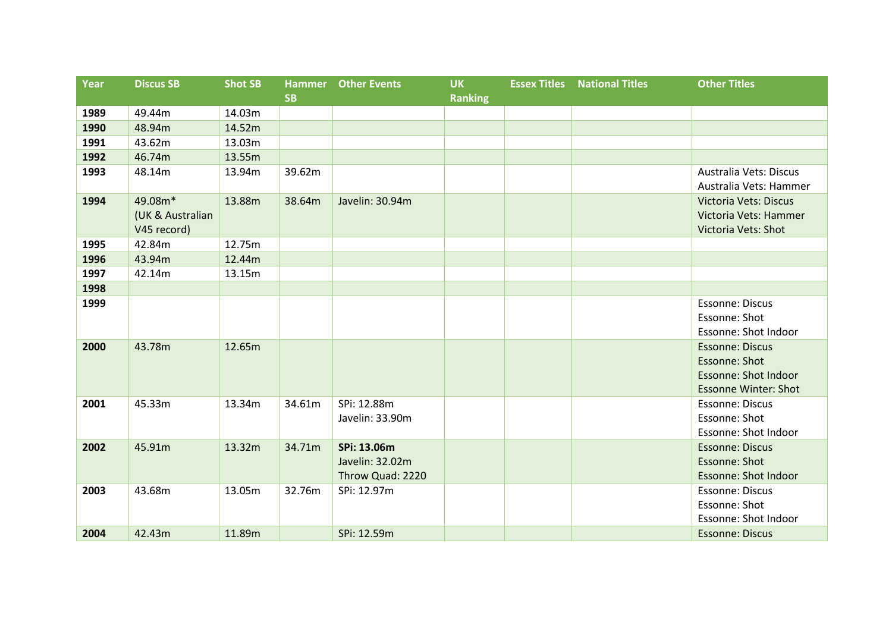| Year | Discus SB | Shot SB | Hammer SB | Other Events | UK Ranking | Essex Titles | National Titles | Other Titles |
|---|---|---|---|---|---|---|---|---|
| **1989** | 49.44m | 14.03m | | | | | | |
| **1990** | 48.94m | 14.52m | | | | | | |
| **1991** | 43.62m | 13.03m | | | | | | |
| **1992** | 46.74m | 13.55m | | | | | | |
| **1993** | 48.14m | 13.94m | 39.62m | | | | | Australia Vets: Discus<br>Australia Vets: Hammer |
| **1994** | 49.08m*<br>(UK & Australian V45 record) | 13.88m | 38.64m | Javelin: 30.94m | | | | Victoria Vets: Discus<br>Victoria Vets: Hammer<br>Victoria Vets: Shot |
| **1995** | 42.84m | 12.75m | | | | | | |
| **1996** | 43.94m | 12.44m | | | | | | |
| **1997** | 42.14m | 13.15m | | | | | | |
| **1998** | | | | | | | | |
| **1999** | | | | | | | | Essonne: Discus<br>Essonne: Shot<br>Essonne: Shot Indoor |
| **2000** | 43.78m | 12.65m | | | | | | Essonne: Discus<br>Essonne: Shot<br>Essonne: Shot Indoor<br>Essonne Winter: Shot |
| **2001** | 45.33m | 13.34m | 34.61m | SPi: 12.88m<br>Javelin: 33.90m | | | | Essonne: Discus<br>Essonne: Shot<br>Essonne: Shot Indoor |
| **2002** | 45.91m | 13.32m | 34.71m | **SPi: 13.06m**<br>Javelin: 32.02m<br>Throw Quad: 2220 | | | | Essonne: Discus<br>Essonne: Shot<br>Essonne: Shot Indoor |
| **2003** | 43.68m | 13.05m | 32.76m | SPi: 12.97m | | | | Essonne: Discus<br>Essonne: Shot<br>Essonne: Shot Indoor |
| **2004** | 42.43m | 11.89m | | SPi: 12.59m | | | | Essonne: Discus |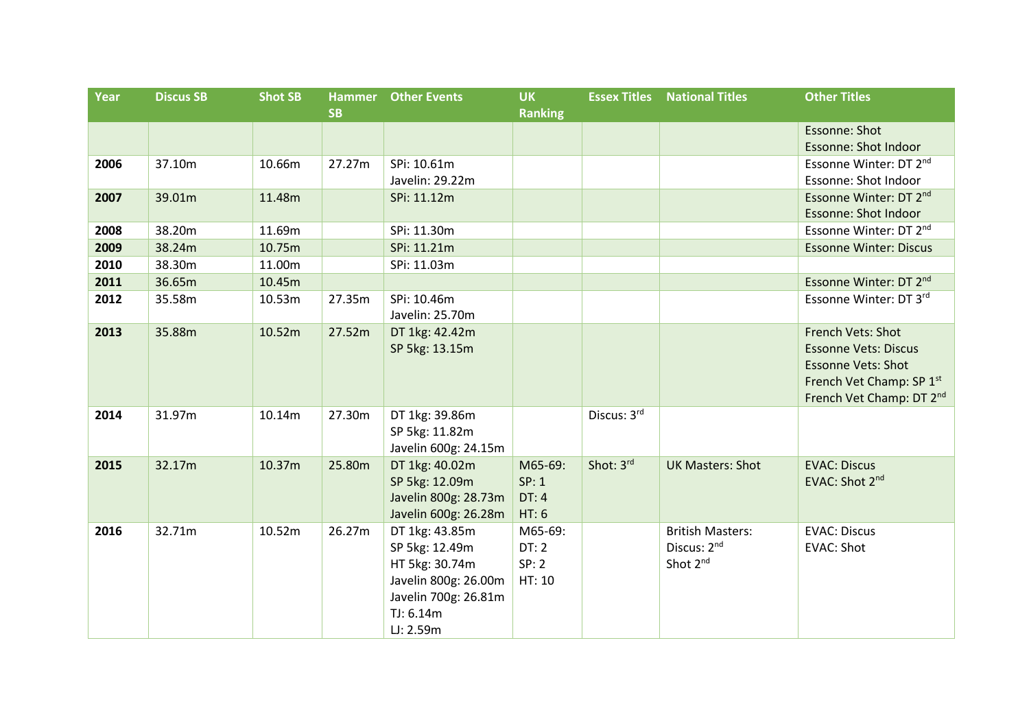| Year | Discus SB | Shot SB | Hammer SB | Other Events | UK Ranking | Essex Titles | National Titles | Other Titles |
|---|---|---|---|---|---|---|---|---|
| | | | | | | | | Essonne: Shot<br>Essonne: Shot Indoor |
| **2006** | 37.10m | 10.66m | 27.27m | SPi: 10.61m<br>Javelin: 29.22m | | | | Essonne Winter: DT 2nd<br>Essonne: Shot Indoor |
| **2007** | 39.01m | 11.48m | | SPi: 11.12m | | | | Essonne Winter: DT 2nd<br>Essonne: Shot Indoor |
| **2008** | 38.20m | 11.69m | | SPi: 11.30m | | | | Essonne Winter: DT 2nd |
| **2009** | 38.24m | 10.75m | | SPi: 11.21m | | | | Essonne Winter: Discus |
| **2010** | 38.30m | 11.00m | | SPi: 11.03m | | | | |
| **2011** | 36.65m | 10.45m | | | | | | Essonne Winter: DT 2nd |
| **2012** | 35.58m | 10.53m | 27.35m | SPi: 10.46m<br>Javelin: 25.70m | | | | Essonne Winter: DT 3rd |
| **2013** | 35.88m | 10.52m | 27.52m | DT 1kg: 42.42m<br>SP 5kg: 13.15m | | | | French Vets: Shot<br>Essonne Vets: Discus<br>Essonne Vets: Shot<br>French Vet Champ: SP 1st<br>French Vet Champ: DT 2nd |
| **2014** | 31.97m | 10.14m | 27.30m | DT 1kg: 39.86m<br>SP 5kg: 11.82m<br>Javelin 600g: 24.15m | | Discus: 3rd | | |
| **2015** | 32.17m | 10.37m | 25.80m | DT 1kg: 40.02m<br>SP 5kg: 12.09m<br>Javelin 800g: 28.73m<br>Javelin 600g: 26.28m | M65-69:<br>SP: 1<br>DT: 4<br>HT: 6 | Shot: 3rd | UK Masters: Shot | EVAC: Discus<br>EVAC: Shot 2nd |
| **2016** | 32.71m | 10.52m | 26.27m | DT 1kg: 43.85m<br>SP 5kg: 12.49m<br>HT 5kg: 30.74m<br>Javelin 800g: 26.00m<br>Javelin 700g: 26.81m<br>TJ: 6.14m<br>LJ: 2.59m | M65-69:<br>DT: 2<br>SP: 2<br>HT: 10 | | British Masters:<br>Discus: 2nd<br>Shot 2nd | EVAC: Discus<br>EVAC: Shot |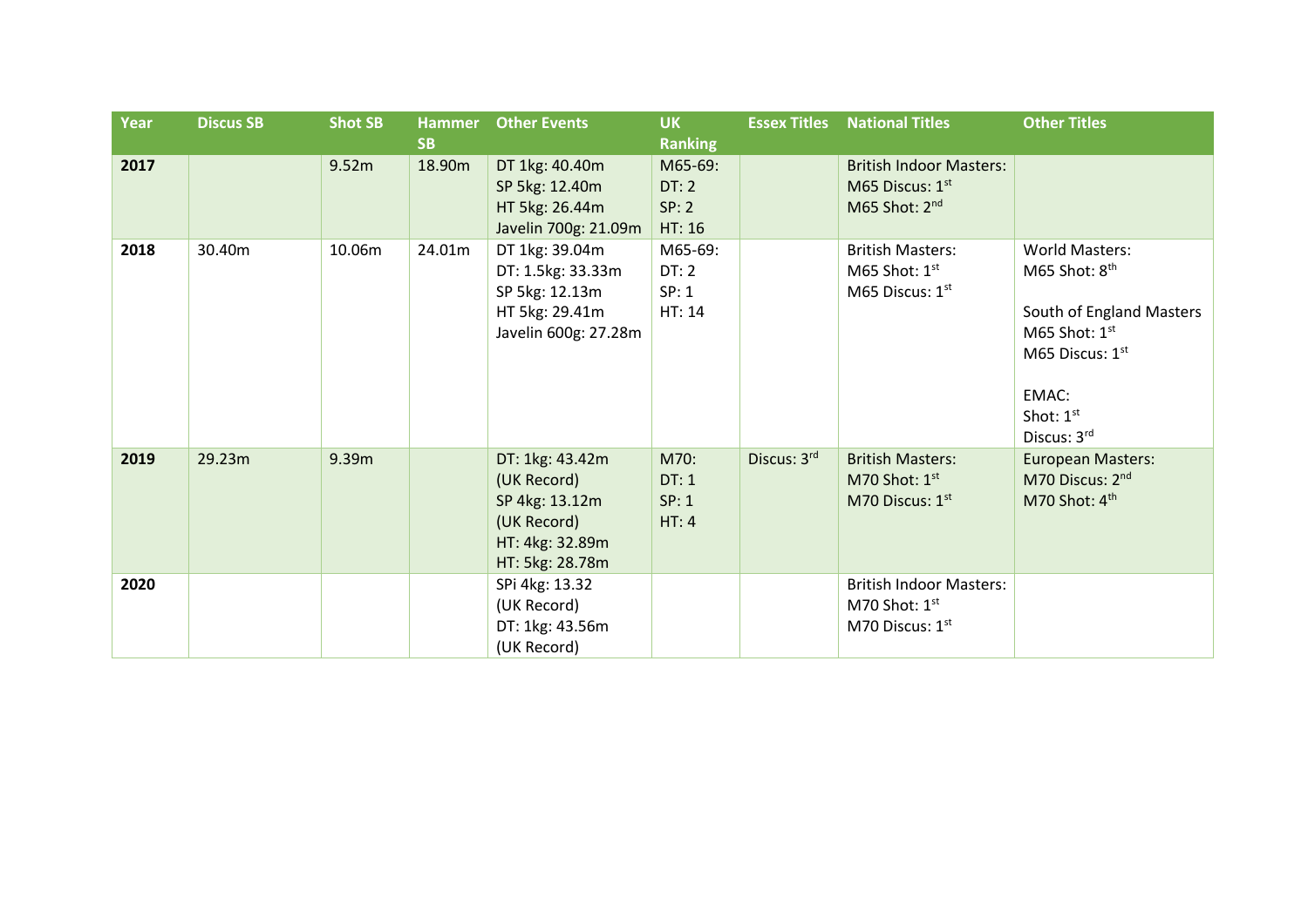| Year | Discus SB | Shot SB | Hammer SB | Other Events | UK Ranking | Essex Titles | National Titles | Other Titles |
|---|---|---|---|---|---|---|---|---|
| **2017** | | 9.52m | 18.90m | DT 1kg: 40.40m<br>SP 5kg: 12.40m<br>HT 5kg: 26.44m<br>Javelin 700g: 21.09m | M65-69:<br>DT: 2<br>SP: 2<br>HT: 16 | | British Indoor Masters:<br>M65 Discus: 1st<br>M65 Shot: 2nd | |
| **2018** | 30.40m | 10.06m | 24.01m | DT 1kg: 39.04m<br>DT: 1.5kg: 33.33m<br>SP 5kg: 12.13m<br>HT 5kg: 29.41m<br>Javelin 600g: 27.28m | M65-69:<br>DT: 2<br>SP: 1<br>HT: 14 | | British Masters:<br>M65 Shot: 1st<br>M65 Discus: 1st | World Masters:<br>M65 Shot: 8th<br><br>South of England Masters<br>M65 Shot: 1st<br>M65 Discus: 1st<br><br>EMAC:<br>Shot: 1st<br>Discus: 3rd |
| **2019** | 29.23m | 9.39m | | DT: 1kg: 43.42m<br>(UK Record)<br>SP 4kg: 13.12m<br>(UK Record)<br>HT: 4kg: 32.89m<br>HT: 5kg: 28.78m | M70:<br>DT: 1<br>SP: 1<br>HT: 4 | Discus: 3rd | British Masters:<br>M70 Shot: 1st<br>M70 Discus: 1st | European Masters:<br>M70 Discus: 2nd<br>M70 Shot: 4th |
| **2020** | | | | SPi 4kg: 13.32<br>(UK Record)<br>DT: 1kg: 43.56m<br>(UK Record) | | | British Indoor Masters:<br>M70 Shot: 1st<br>M70 Discus: 1st | |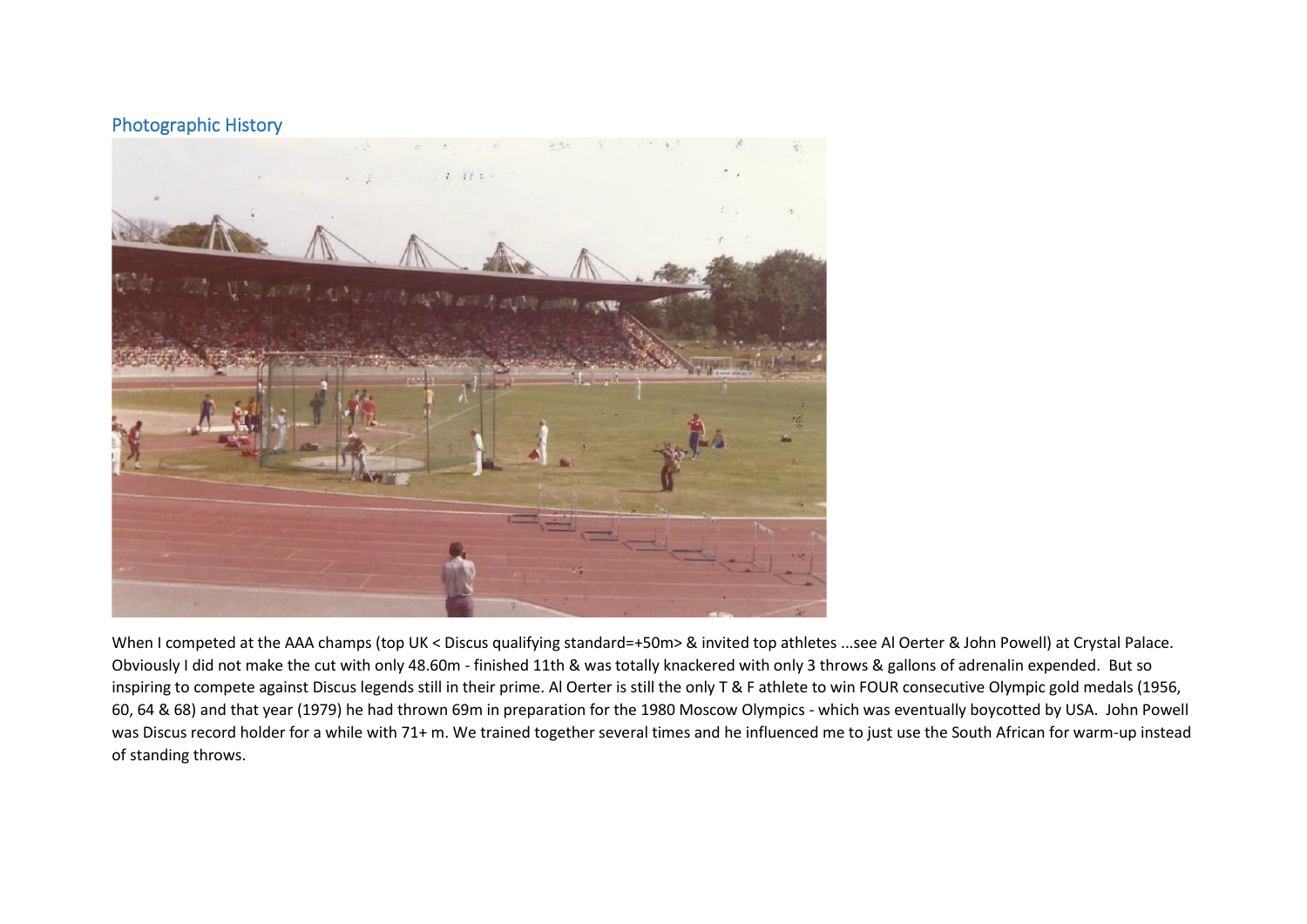## Photographic History

When I competed at the AAA champs (top UK < Discus qualifying standard=+50m> & invited top athletes ...see Al Oerter & John Powell) at Crystal Palace. Obviously I did not make the cut with only 48.60m - finished 11th & was totally knackered with only 3 throws & gallons of adrenalin expended. But so inspiring to compete against Discus legends still in their prime. Al Oerter is still the only T & F athlete to win FOUR consecutive Olympic gold medals (1956, 60, 64 & 68) and that year (1979) he had thrown 69m in preparation for the 1980 Moscow Olympics - which was eventually boycotted by USA. John Powell was Discus record holder for a while with 71+ m. We trained together several times and he influenced me to just use the South African for warm-up instead of standing throws.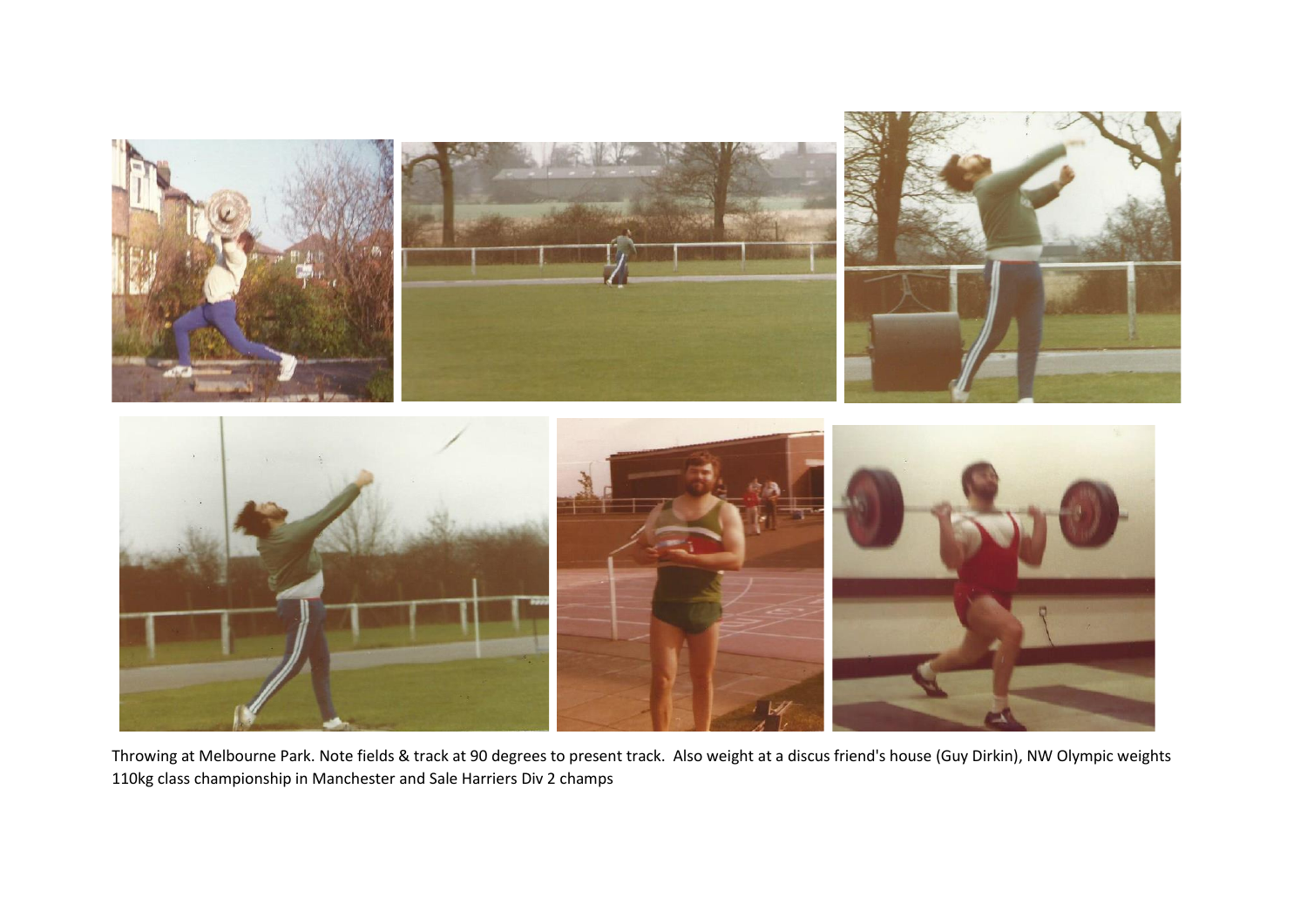Throwing at Melbourne Park. Note fields & track at 90 degrees to present track. Also weight at a discus friend's house (Guy Dirkin), NW Olympic weights 110kg class championship in Manchester and Sale Harriers Div 2 champs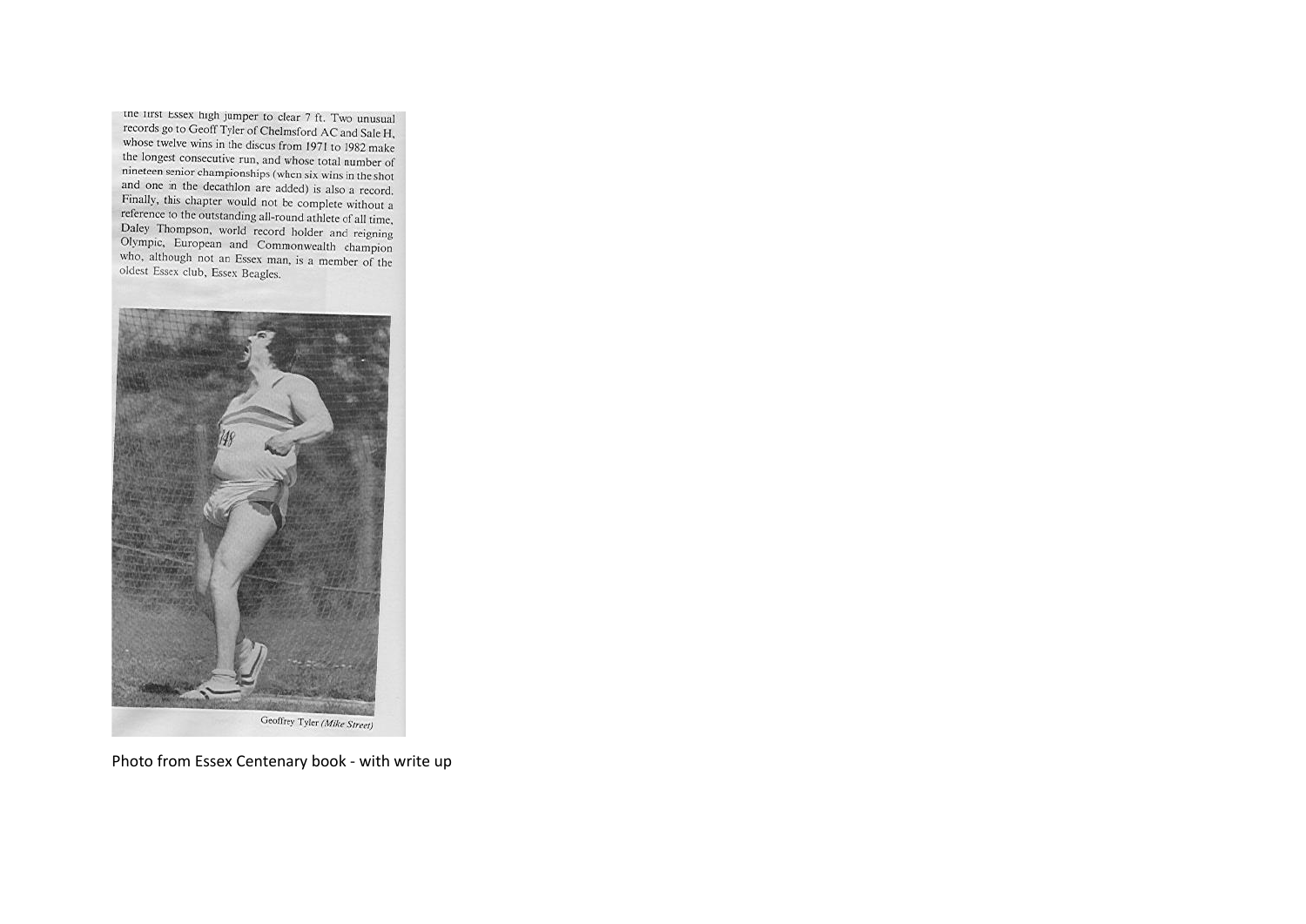the first Essex high jumper to clear 7 ft. Two unusual records go to Geoff Tyler of Chelmsford AC and Sale H, whose twelve wins in the discus from 1971 to 1982 make the longest consecutive run, and whose total number of nineteen senior championships (when six wins in the shot and one in the decathlon are added) is also a record. Finally, this chapter would not be complete without a reference to the outstanding all-round athlete of all time, Daley Thompson, world record holder and reigning Olympic, European and Commonwealth champion who, although not an Essex man, is a member of the oldest Essex club, Essex Beagles.

Geoffrey Tyler *(Mike Street)*

Photo from Essex Centenary book - with write up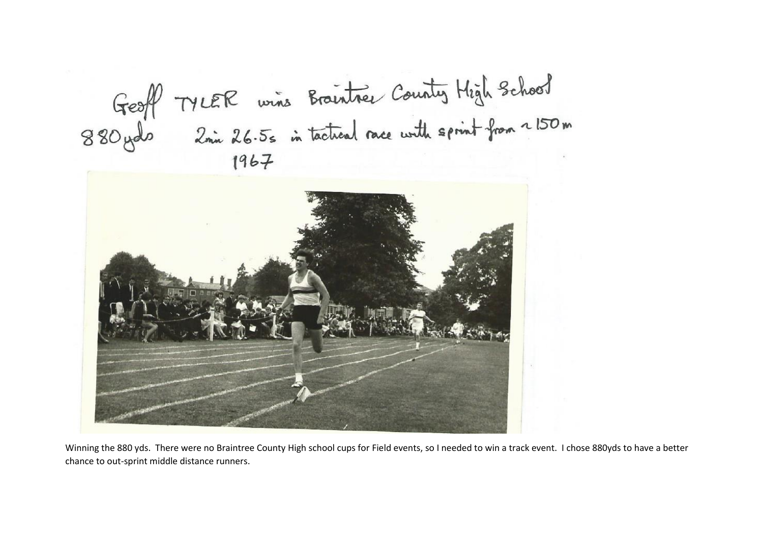Geoff TYLER wins Braintree County High School
880yds 2min 26.5s in tactical race with sprint from ~150m
1967

Winning the 880 yds. There were no Braintree County High school cups for Field events, so I needed to win a track event. I chose 880yds to have a better chance to out-sprint middle distance runners.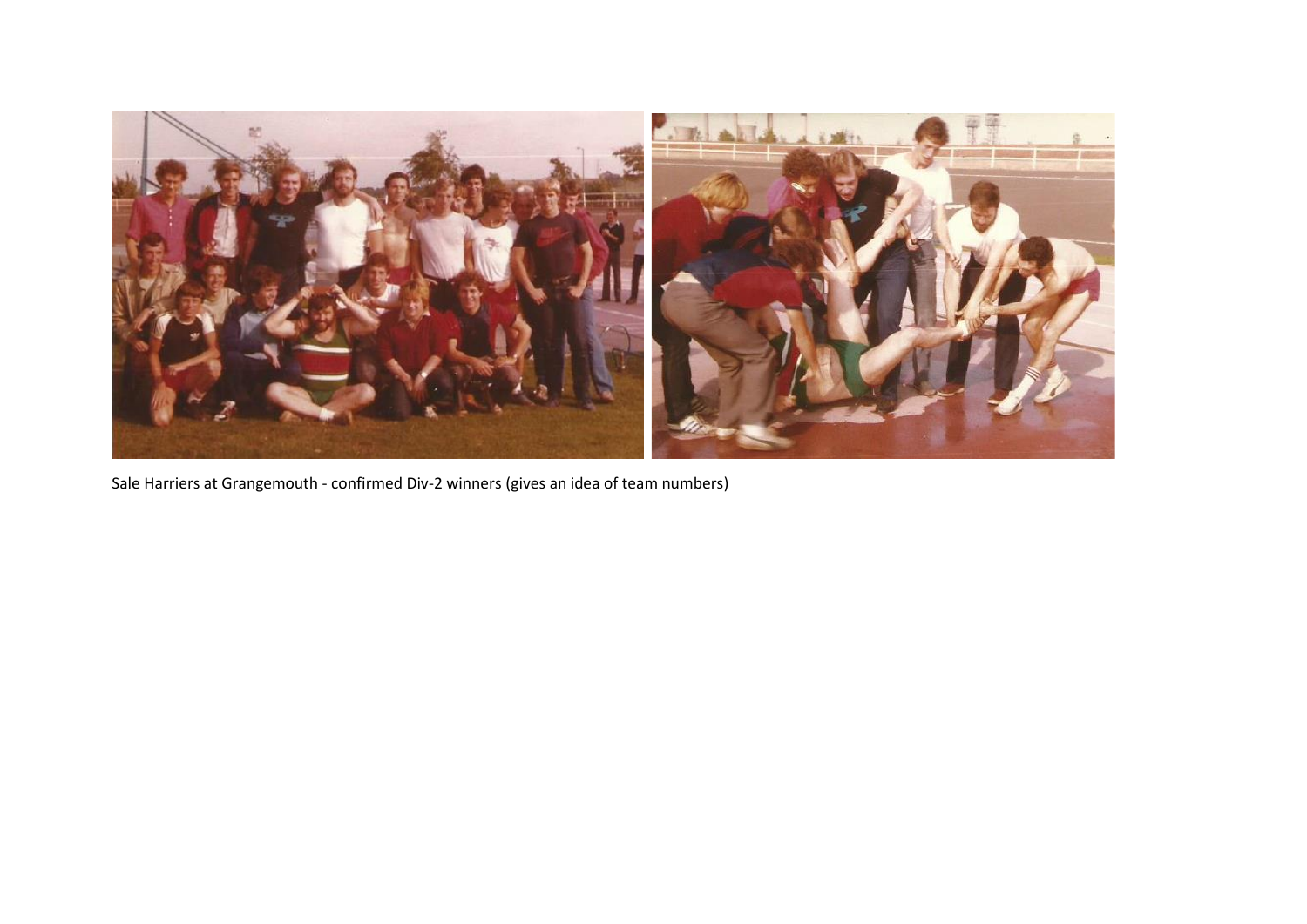Sale Harriers at Grangemouth - confirmed Div-2 winners (gives an idea of team numbers)